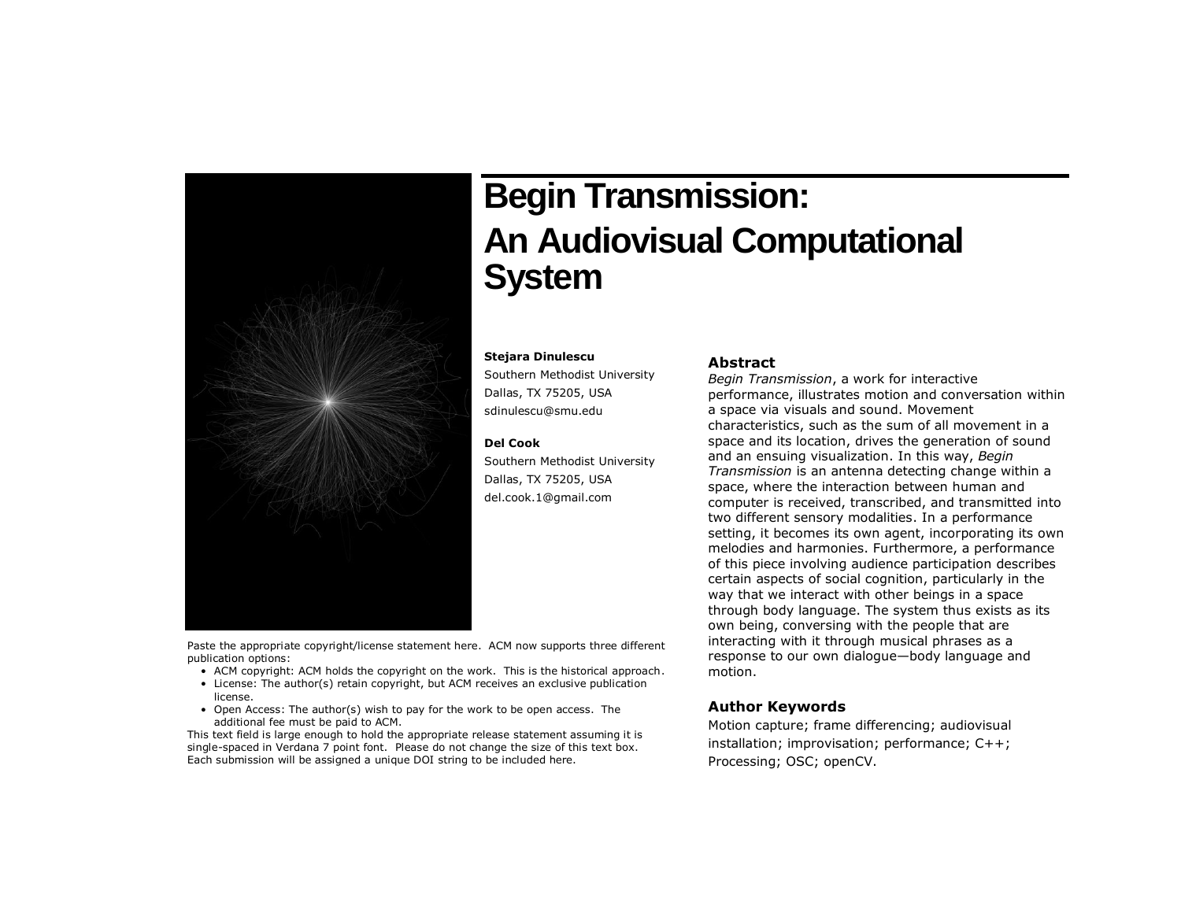# Begin Transmission: An Audiovisual Computational System

**Stejara Dinulescu**
Southern Methodist University
Dallas, TX 75205, USA
sdinulescu@smu.edu

**Del Cook**
Southern Methodist University
Dallas, TX 75205, USA
del.cook.1@gmail.com

Paste the appropriate copyright/license statement here. ACM now supports three different publication options:

- ACM copyright: ACM holds the copyright on the work. This is the historical approach.
- License: The author(s) retain copyright, but ACM receives an exclusive publication license.
- Open Access: The author(s) wish to pay for the work to be open access. The additional fee must be paid to ACM.

This text field is large enough to hold the appropriate release statement assuming it is single-spaced in Verdana 7 point font. Please do not change the size of this text box. Each submission will be assigned a unique DOI string to be included here.

## Abstract

*Begin Transmission*, a work for interactive performance, illustrates motion and conversation within a space via visuals and sound. Movement characteristics, such as the sum of all movement in a space and its location, drives the generation of sound and an ensuing visualization. In this way, *Begin Transmission* is an antenna detecting change within a space, where the interaction between human and computer is received, transcribed, and transmitted into two different sensory modalities. In a performance setting, it becomes its own agent, incorporating its own melodies and harmonies. Furthermore, a performance of this piece involving audience participation describes certain aspects of social cognition, particularly in the way that we interact with other beings in a space through body language. The system thus exists as its own being, conversing with the people that are interacting with it through musical phrases as a response to our own dialogue—body language and motion.

## Author Keywords

Motion capture; frame differencing; audiovisual installation; improvisation; performance; C++; Processing; OSC; openCV.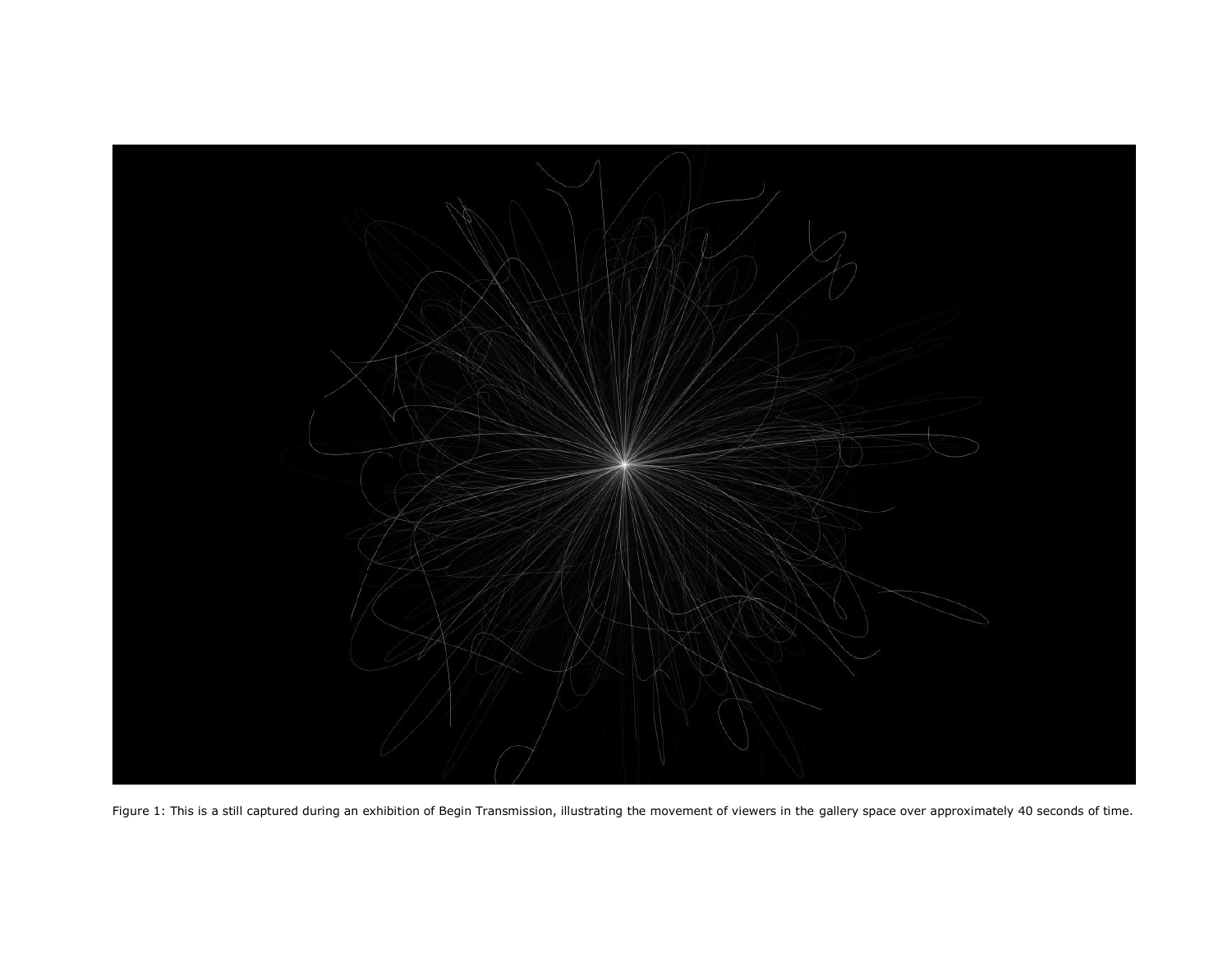Figure 1: This is a still captured during an exhibition of Begin Transmission, illustrating the movement of viewers in the gallery space over approximately 40 seconds of time.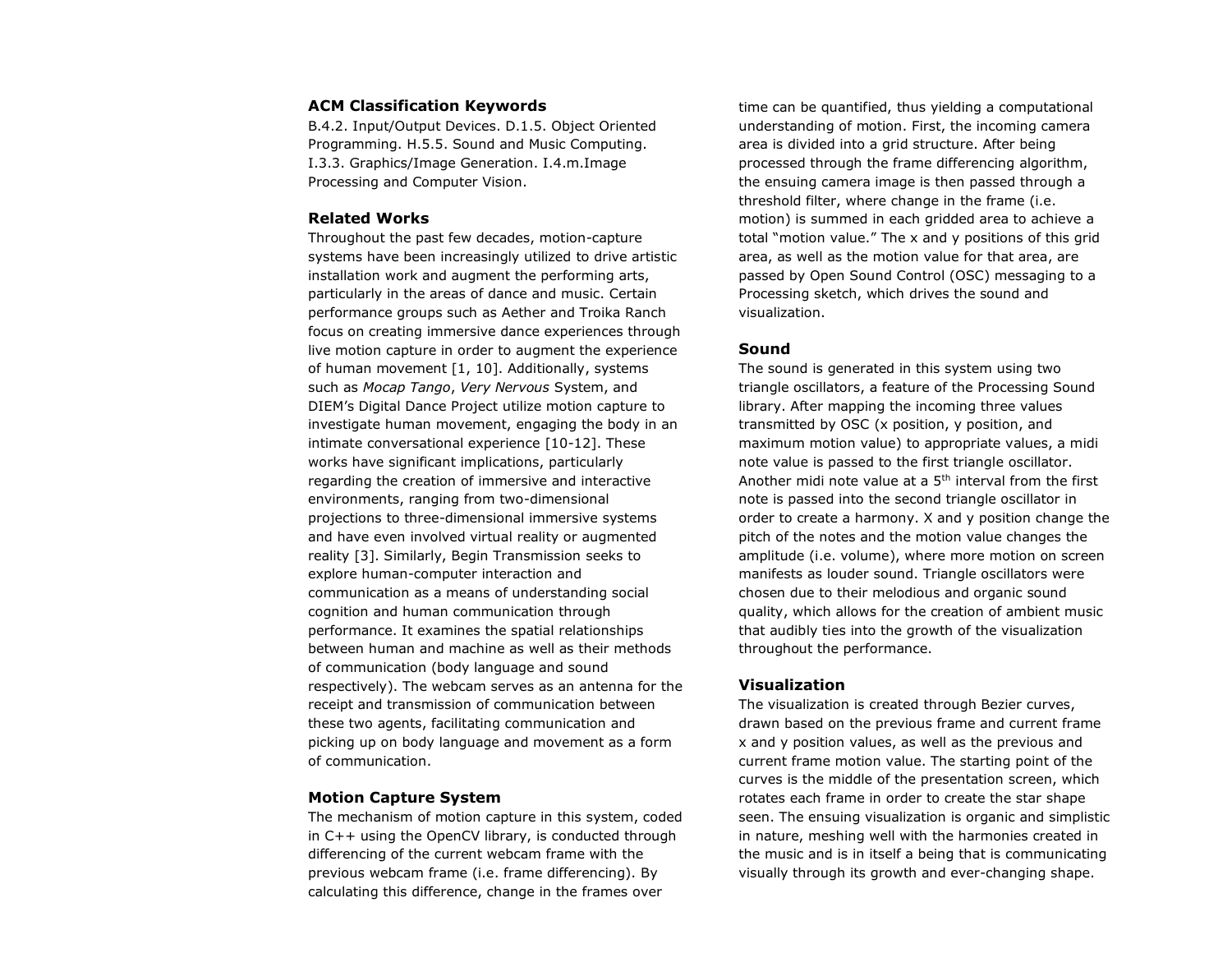## ACM Classification Keywords

B.4.2. Input/Output Devices. D.1.5. Object Oriented Programming. H.5.5. Sound and Music Computing. I.3.3. Graphics/Image Generation. I.4.m.Image Processing and Computer Vision.

## Related Works

Throughout the past few decades, motion-capture systems have been increasingly utilized to drive artistic installation work and augment the performing arts, particularly in the areas of dance and music. Certain performance groups such as Aether and Troika Ranch focus on creating immersive dance experiences through live motion capture in order to augment the experience of human movement [1, 10]. Additionally, systems such as *Mocap Tango*, *Very Nervous* System, and DIEM's Digital Dance Project utilize motion capture to investigate human movement, engaging the body in an intimate conversational experience [10-12]. These works have significant implications, particularly regarding the creation of immersive and interactive environments, ranging from two-dimensional projections to three-dimensional immersive systems and have even involved virtual reality or augmented reality [3]. Similarly, Begin Transmission seeks to explore human-computer interaction and communication as a means of understanding social cognition and human communication through performance. It examines the spatial relationships between human and machine as well as their methods of communication (body language and sound respectively). The webcam serves as an antenna for the receipt and transmission of communication between these two agents, facilitating communication and picking up on body language and movement as a form of communication.

## Motion Capture System

The mechanism of motion capture in this system, coded in C++ using the OpenCV library, is conducted through differencing of the current webcam frame with the previous webcam frame (i.e. frame differencing). By calculating this difference, change in the frames over time can be quantified, thus yielding a computational understanding of motion. First, the incoming camera area is divided into a grid structure. After being processed through the frame differencing algorithm, the ensuing camera image is then passed through a threshold filter, where change in the frame (i.e. motion) is summed in each gridded area to achieve a total "motion value." The x and y positions of this grid area, as well as the motion value for that area, are passed by Open Sound Control (OSC) messaging to a Processing sketch, which drives the sound and visualization.

## Sound

The sound is generated in this system using two triangle oscillators, a feature of the Processing Sound library. After mapping the incoming three values transmitted by OSC (x position, y position, and maximum motion value) to appropriate values, a midi note value is passed to the first triangle oscillator. Another midi note value at a 5$^{th}$ interval from the first note is passed into the second triangle oscillator in order to create a harmony. X and y position change the pitch of the notes and the motion value changes the amplitude (i.e. volume), where more motion on screen manifests as louder sound. Triangle oscillators were chosen due to their melodious and organic sound quality, which allows for the creation of ambient music that audibly ties into the growth of the visualization throughout the performance.

## Visualization

The visualization is created through Bezier curves, drawn based on the previous frame and current frame x and y position values, as well as the previous and current frame motion value. The starting point of the curves is the middle of the presentation screen, which rotates each frame in order to create the star shape seen. The ensuing visualization is organic and simplistic in nature, meshing well with the harmonies created in the music and is in itself a being that is communicating visually through its growth and ever-changing shape.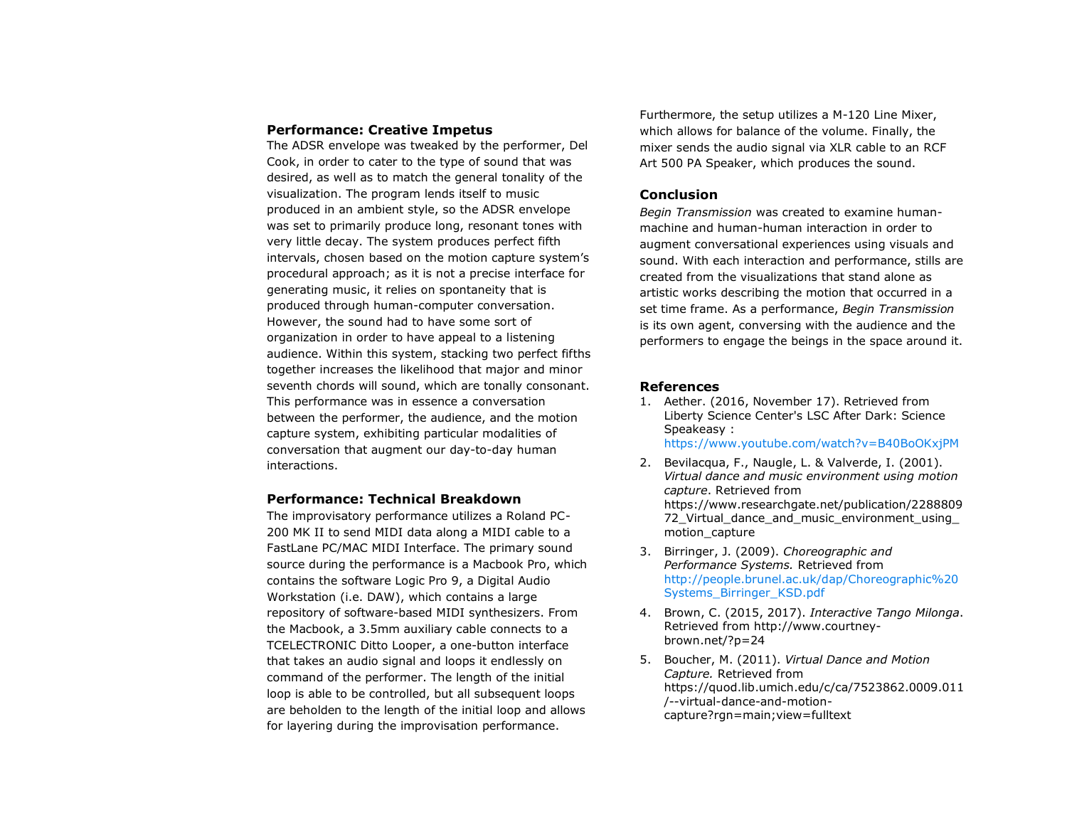## Performance: Creative Impetus

The ADSR envelope was tweaked by the performer, Del Cook, in order to cater to the type of sound that was desired, as well as to match the general tonality of the visualization. The program lends itself to music produced in an ambient style, so the ADSR envelope was set to primarily produce long, resonant tones with very little decay. The system produces perfect fifth intervals, chosen based on the motion capture system's procedural approach; as it is not a precise interface for generating music, it relies on spontaneity that is produced through human-computer conversation. However, the sound had to have some sort of organization in order to have appeal to a listening audience. Within this system, stacking two perfect fifths together increases the likelihood that major and minor seventh chords will sound, which are tonally consonant. This performance was in essence a conversation between the performer, the audience, and the motion capture system, exhibiting particular modalities of conversation that augment our day-to-day human interactions.

## Performance: Technical Breakdown

The improvisatory performance utilizes a Roland PC-200 MK II to send MIDI data along a MIDI cable to a FastLane PC/MAC MIDI Interface. The primary sound source during the performance is a Macbook Pro, which contains the software Logic Pro 9, a Digital Audio Workstation (i.e. DAW), which contains a large repository of software-based MIDI synthesizers. From the Macbook, a 3.5mm auxiliary cable connects to a TCELECTRONIC Ditto Looper, a one-button interface that takes an audio signal and loops it endlessly on command of the performer. The length of the initial loop is able to be controlled, but all subsequent loops are beholden to the length of the initial loop and allows for layering during the improvisation performance.

Furthermore, the setup utilizes a M-120 Line Mixer, which allows for balance of the volume. Finally, the mixer sends the audio signal via XLR cable to an RCF Art 500 PA Speaker, which produces the sound.

## Conclusion

*Begin Transmission* was created to examine human-machine and human-human interaction in order to augment conversational experiences using visuals and sound. With each interaction and performance, stills are created from the visualizations that stand alone as artistic works describing the motion that occurred in a set time frame. As a performance, *Begin Transmission* is its own agent, conversing with the audience and the performers to engage the beings in the space around it.

## References

1. Aether. (2016, November 17). Retrieved from Liberty Science Center's LSC After Dark: Science Speakeasy : https://www.youtube.com/watch?v=B40BoOKxjPM
2. Bevilacqua, F., Naugle, L. & Valverde, I. (2001). *Virtual dance and music environment using motion capture*. Retrieved from https://www.researchgate.net/publication/228880972_Virtual_dance_and_music_environment_using_motion_capture
3. Birringer, J. (2009). *Choreographic and Performance Systems.* Retrieved from http://people.brunel.ac.uk/dap/Choreographic%20Systems_Birringer_KSD.pdf
4. Brown, C. (2015, 2017). *Interactive Tango Milonga*. Retrieved from http://www.courtney-brown.net/?p=24
5. Boucher, M. (2011). *Virtual Dance and Motion Capture.* Retrieved from https://quod.lib.umich.edu/c/ca/7523862.0009.011/--virtual-dance-and-motion-capture?rgn=main;view=fulltext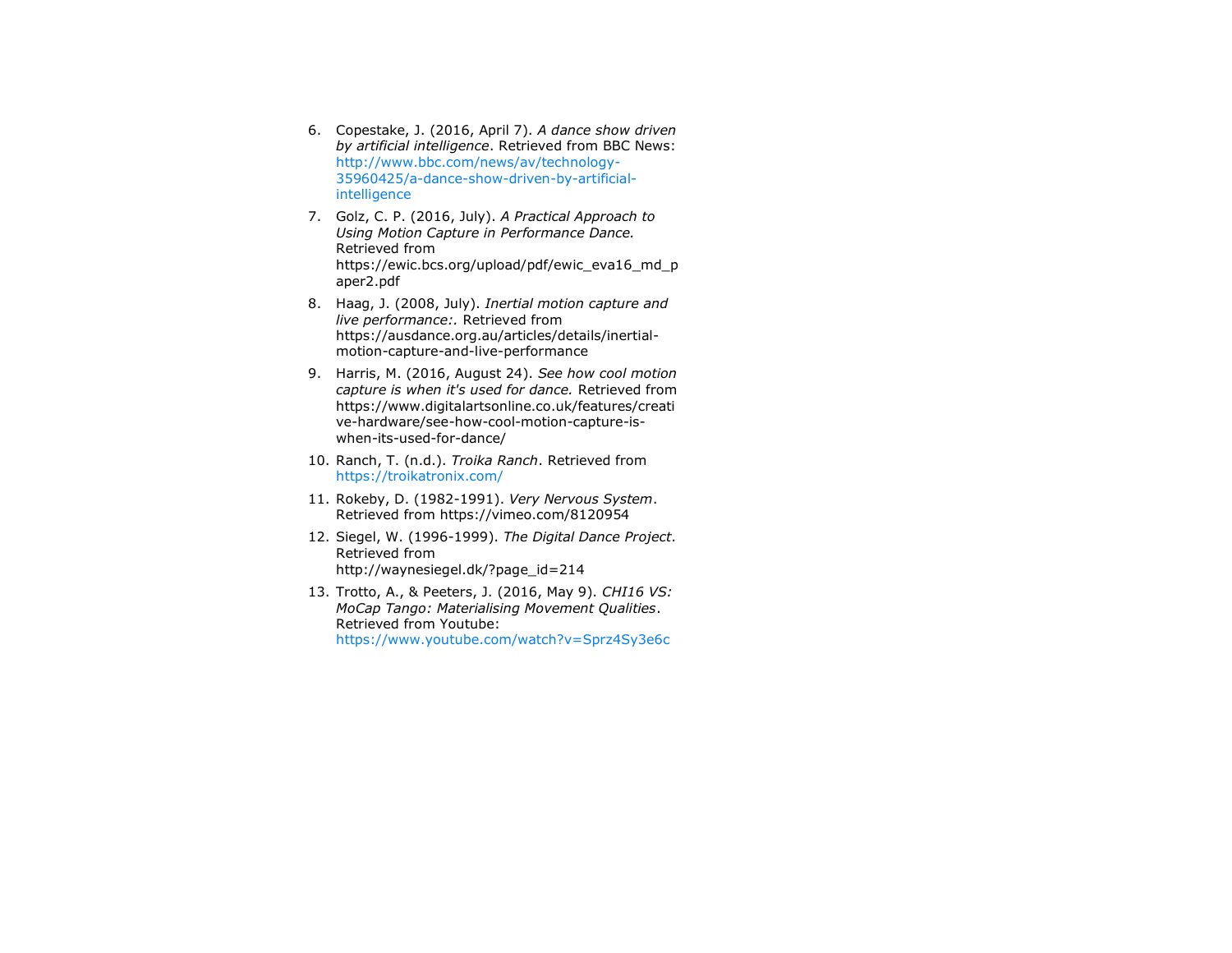6. Copestake, J. (2016, April 7). *A dance show driven by artificial intelligence*. Retrieved from BBC News: http://www.bbc.com/news/av/technology-35960425/a-dance-show-driven-by-artificial-intelligence
7. Golz, C. P. (2016, July). *A Practical Approach to Using Motion Capture in Performance Dance.* Retrieved from https://ewic.bcs.org/upload/pdf/ewic_eva16_md_paper2.pdf
8. Haag, J. (2008, July). *Inertial motion capture and live performance:.* Retrieved from https://ausdance.org.au/articles/details/inertial-motion-capture-and-live-performance
9. Harris, M. (2016, August 24). *See how cool motion capture is when it's used for dance.* Retrieved from https://www.digitalartsonline.co.uk/features/creative-hardware/see-how-cool-motion-capture-is-when-its-used-for-dance/
10. Ranch, T. (n.d.). *Troika Ranch*. Retrieved from https://troikatronix.com/
11. Rokeby, D. (1982-1991). *Very Nervous System*. Retrieved from https://vimeo.com/8120954
12. Siegel, W. (1996-1999). *The Digital Dance Project*. Retrieved from http://waynesiegel.dk/?page_id=214
13. Trotto, A., & Peeters, J. (2016, May 9). *CHI16 VS: MoCap Tango: Materialising Movement Qualities*. Retrieved from Youtube: https://www.youtube.com/watch?v=Sprz4Sy3e6c